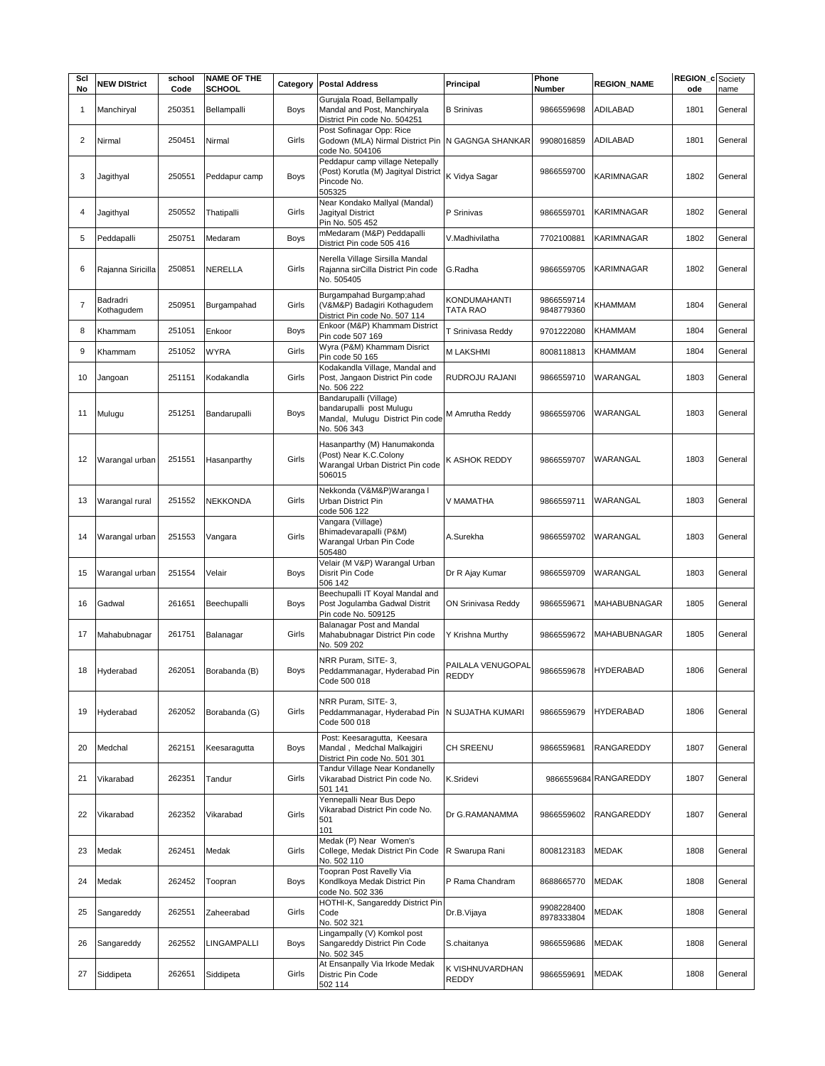| Scl No | NEW DIStrict | school Code | NAME OF THE SCHOOL | Category | Postal Address | Principal | Phone Number | REGION_NAME | REGION_code | Society name |
|---|---|---|---|---|---|---|---|---|---|---|
| 1 | Manchiryal | 250351 | Bellampalli | Boys | Gurujala Road, Bellampally Mandal and Post, Manchiryala District Pin code No. 504251 | B Srinivas | 9866559698 | ADILABAD | 1801 | General |
| 2 | Nirmal | 250451 | Nirmal | Girls | Post Sofinagar Opp: Rice Godown (MLA) Nirmal District Pin code No. 504106 | N GAGNGA SHANKAR | 9908016859 | ADILABAD | 1801 | General |
| 3 | Jagithyal | 250551 | Peddapur camp | Boys | Peddapur camp village Netepally (Post) Korutla (M) Jagityal District Pincode No. 505325 | K Vidya Sagar | 9866559700 | KARIMNAGAR | 1802 | General |
| 4 | Jagithyal | 250552 | Thatipalli | Girls | Near Kondako Mallyal (Mandal) Jagityal District Pin No. 505 452 | P Srinivas | 9866559701 | KARIMNAGAR | 1802 | General |
| 5 | Peddapalli | 250751 | Medaram | Boys | mMedaram (M&P) Peddapalli District Pin code 505 416 | V.Madhivilatha | 7702100881 | KARIMNAGAR | 1802 | General |
| 6 | Rajanna Siricilla | 250851 | NERELLA | Girls | Nerella Village Sirsilla Mandal Rajanna sirCilla District Pin code No. 505405 | G.Radha | 9866559705 | KARIMNAGAR | 1802 | General |
| 7 | Badradri Kothagudem | 250951 | Burgampahad | Girls | Burgampahad Burgamp;ahad (V&M&P) Badagiri Kothagudem District Pin code No. 507 114 | KONDUMAHANTI TATA RAO | 9866559714 9848779360 | KHAMMAM | 1804 | General |
| 8 | Khammam | 251051 | Enkoor | Boys | Enkoor (M&P) Khammam District Pin code 507 169 | T Srinivasa Reddy | 9701222080 | KHAMMAM | 1804 | General |
| 9 | Khammam | 251052 | WYRA | Girls | Wyra (P&M) Khammam Disrict Pin code 50 165 | M LAKSHMI | 8008118813 | KHAMMAM | 1804 | General |
| 10 | Jangoan | 251151 | Kodakandla | Girls | Kodakandla Village, Mandal and Post, Jangaon District Pin code No. 506 222 | RUDROJU RAJANI | 9866559710 | WARANGAL | 1803 | General |
| 11 | Mulugu | 251251 | Bandarupalli | Boys | Bandarupalli (Village) bandarupalli post Mulugu Mandal, Mulugu District Pin code No. 506 343 | M Amrutha Reddy | 9866559706 | WARANGAL | 1803 | General |
| 12 | Warangal urban | 251551 | Hasanparthy | Girls | Hasanparthy (M) Hanumakonda (Post) Near K.C.Colony Warangal Urban District Pin code 506015 | K ASHOK REDDY | 9866559707 | WARANGAL | 1803 | General |
| 13 | Warangal rural | 251552 | NEKKONDA | Girls | Nekkonda (V&M&P)Waranga l Urban District Pin code 506 122 | V MAMATHA | 9866559711 | WARANGAL | 1803 | General |
| 14 | Warangal urban | 251553 | Vangara | Girls | Vangara (Village) Bhimadevarapalli (P&M) Warangal Urban Pin Code 505480 | A.Surekha | 9866559702 | WARANGAL | 1803 | General |
| 15 | Warangal urban | 251554 | Velair | Boys | Velair (M V&P) Warangal Urban Disrit Pin Code 506 142 | Dr R Ajay Kumar | 9866559709 | WARANGAL | 1803 | General |
| 16 | Gadwal | 261651 | Beechupalli | Boys | Beechupalli IT Koyal Mandal and Post Jogulamba Gadwal Distrit Pin code No. 509125 | ON Srinivasa Reddy | 9866559671 | MAHABUBNAGAR | 1805 | General |
| 17 | Mahabubnagar | 261751 | Balanagar | Girls | Balanagar Post and Mandal Mahabubnagar District Pin code No. 509 202 | Y Krishna Murthy | 9866559672 | MAHABUBNAGAR | 1805 | General |
| 18 | Hyderabad | 262051 | Borabanda (B) | Boys | NRR Puram, SITE- 3, Peddammanagar, Hyderabad Pin Code 500 018 | PAILALA VENUGOPAL REDDY | 9866559678 | HYDERABAD | 1806 | General |
| 19 | Hyderabad | 262052 | Borabanda (G) | Girls | NRR Puram, SITE- 3, Peddammanagar, Hyderabad Pin Code 500 018 | N SUJATHA KUMARI | 9866559679 | HYDERABAD | 1806 | General |
| 20 | Medchal | 262151 | Keesaragutta | Boys | Post: Keesaragutta, Keesara Mandal , Medchal Malkajgiri District Pin code No. 501 301 | CH SREENU | 9866559681 | RANGAREDDY | 1807 | General |
| 21 | Vikarabad | 262351 | Tandur | Girls | Tandur Village Near Kondanelly Vikarabad District Pin code No. 501 141 | K.Sridevi | 9866559684 | RANGAREDDY | 1807 | General |
| 22 | Vikarabad | 262352 | Vikarabad | Girls | Yennepalli Near Bus Depo Vikarabad District Pin code No. 501 101 | Dr G.RAMANAMMA | 9866559602 | RANGAREDDY | 1807 | General |
| 23 | Medak | 262451 | Medak | Girls | Medak (P) Near Women's College, Medak District Pin Code No. 502 110 | R Swarupa Rani | 8008123183 | MEDAK | 1808 | General |
| 24 | Medak | 262452 | Toopran | Boys | Toopran Post Ravelly Via Kondlkoya Medak District Pin code No. 502 336 | P Rama Chandram | 8688665770 | MEDAK | 1808 | General |
| 25 | Sangareddy | 262551 | Zaheerabad | Girls | HOTHI-K, Sangareddy District Pin Code No. 502 321 | Dr.B.Vijaya | 9908228400 8978333804 | MEDAK | 1808 | General |
| 26 | Sangareddy | 262552 | LINGAMPALLI | Boys | Lingampally (V) Komkol post Sangareddy District Pin Code No. 502 345 | S.chaitanya | 9866559686 | MEDAK | 1808 | General |
| 27 | Siddipeta | 262651 | Siddipeta | Girls | At Ensanpally Via Irkode Medak Distric Pin Code 502 114 | K VISHNUVARDHAN REDDY | 9866559691 | MEDAK | 1808 | General |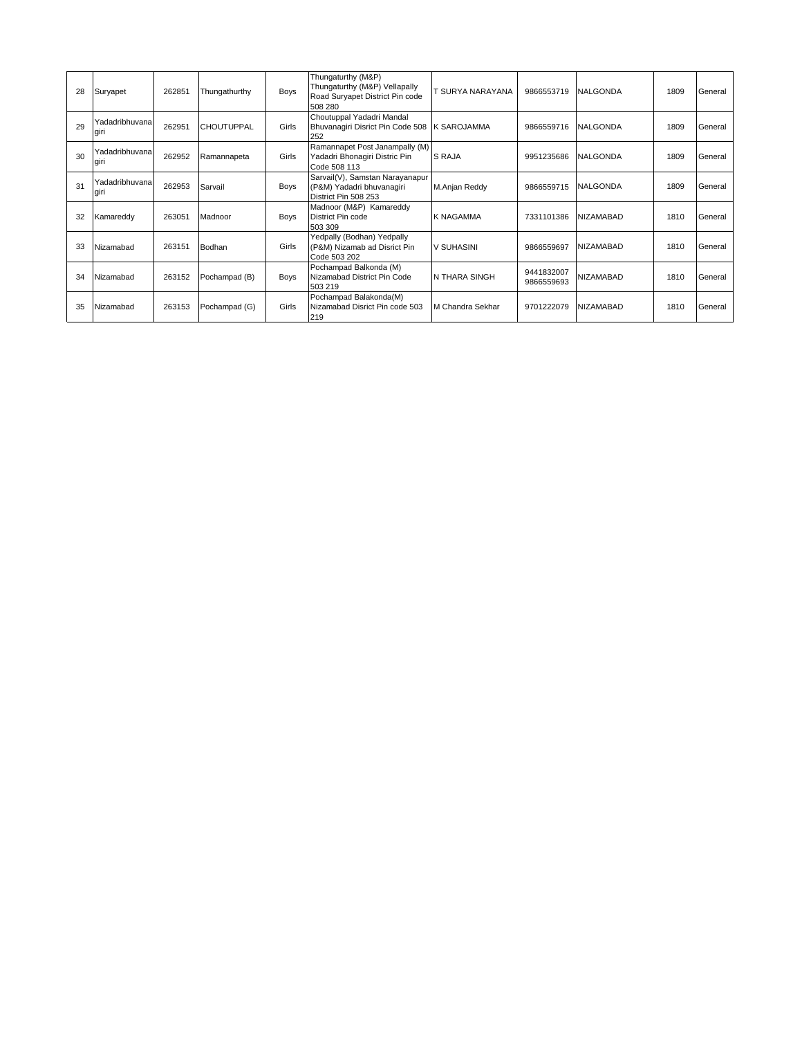| | | | | | | | | | | |
|---|---|---|---|---|---|---|---|---|---|---|
| 28 | Suryapet | 262851 | Thungathurthy | Boys | Thungaturthy (M&P) Thungaturthy (M&P) Vellapally Road Suryapet District Pin code 508 280 | T SURYA NARAYANA | 9866553719 | NALGONDA | 1809 | General |
| 29 | Yadadribhuvanagiri | 262951 | CHOUTUPPAL | Girls | Choutuppal Yadadri Mandal Bhuvanagiri Disrict Pin Code 508 252 | K SAROJAMMA | 9866559716 | NALGONDA | 1809 | General |
| 30 | Yadadribhuvanagiri | 262952 | Ramannapeta | Girls | Ramannapet Post Janampally (M) Yadadri Bhonagiri Distric Pin Code 508 113 | S RAJA | 9951235686 | NALGONDA | 1809 | General |
| 31 | Yadadribhuvanagiri | 262953 | Sarvail | Boys | Sarvail(V), Samstan Narayanapur (P&M) Yadadri bhuvanagiri District Pin 508 253 | M.Anjan Reddy | 9866559715 | NALGONDA | 1809 | General |
| 32 | Kamareddy | 263051 | Madnoor | Boys | Madnoor (M&P) Kamareddy District Pin code 503 309 | K NAGAMMA | 7331101386 | NIZAMABAD | 1810 | General |
| 33 | Nizamabad | 263151 | Bodhan | Girls | Yedpally (Bodhan) Yedpally (P&M) Nizamab ad Disrict Pin Code 503 202 | V SUHASINI | 9866559697 | NIZAMABAD | 1810 | General |
| 34 | Nizamabad | 263152 | Pochampad (B) | Boys | Pochampad Balkonda (M) Nizamabad District Pin Code 503 219 | N THARA SINGH | 9441832007 9866559693 | NIZAMABAD | 1810 | General |
| 35 | Nizamabad | 263153 | Pochampad (G) | Girls | Pochampad Balakonda(M) Nizamabad Disrict Pin code 503 219 | M Chandra Sekhar | 9701222079 | NIZAMABAD | 1810 | General |